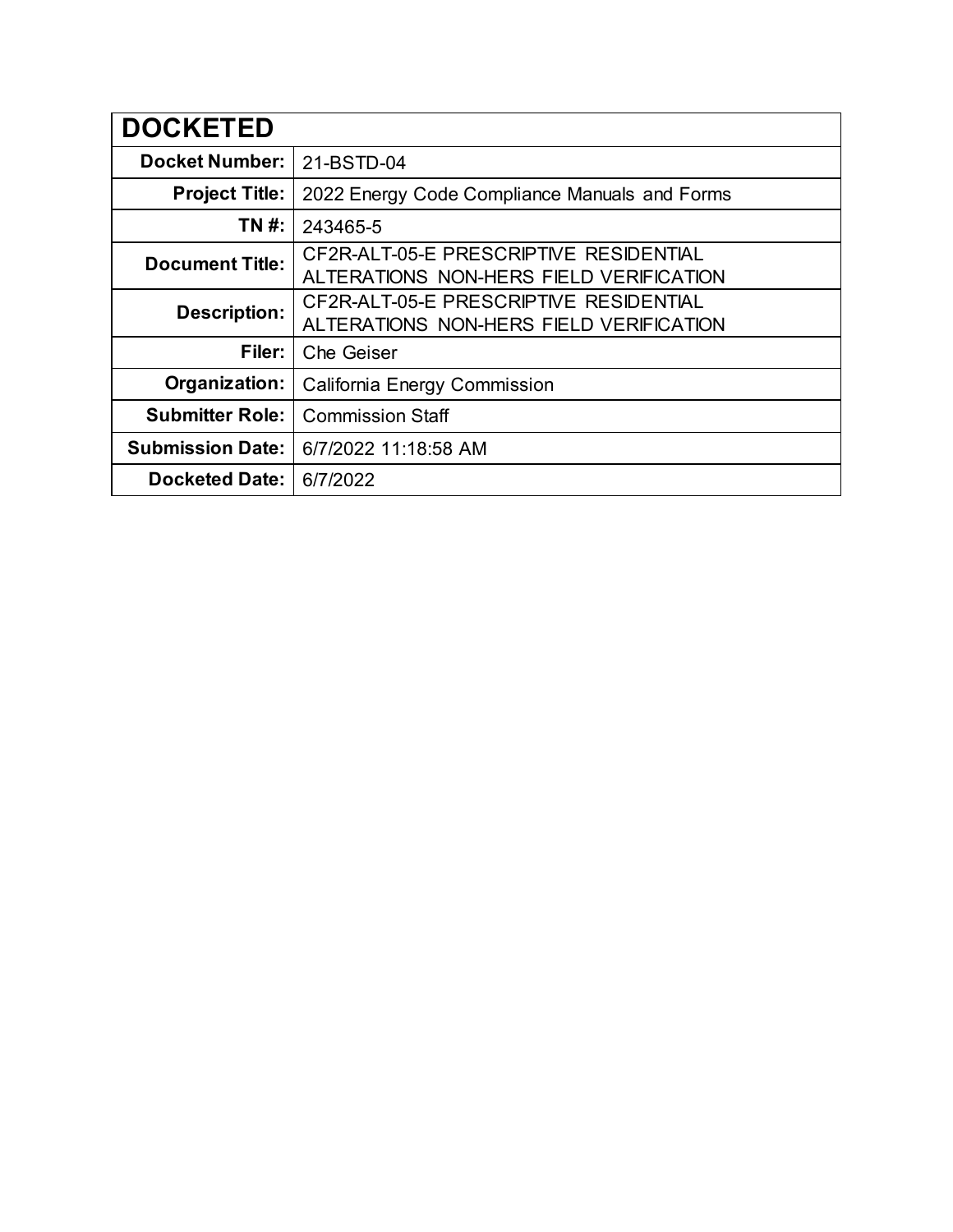| DOCKETED | |
|---|---|
| **Docket Number:** | 21-BSTD-04 |
| **Project Title:** | 2022 Energy Code Compliance Manuals and Forms |
| **TN #:** | 243465-5 |
| **Document Title:** | CF2R-ALT-05-E PRESCRIPTIVE RESIDENTIAL ALTERATIONS NON-HERS FIELD VERIFICATION |
| **Description:** | CF2R-ALT-05-E PRESCRIPTIVE RESIDENTIAL ALTERATIONS NON-HERS FIELD VERIFICATION |
| **Filer:** | Che Geiser |
| **Organization:** | California Energy Commission |
| **Submitter Role:** | Commission Staff |
| **Submission Date:** | 6/7/2022 11:18:58 AM |
| **Docketed Date:** | 6/7/2022 |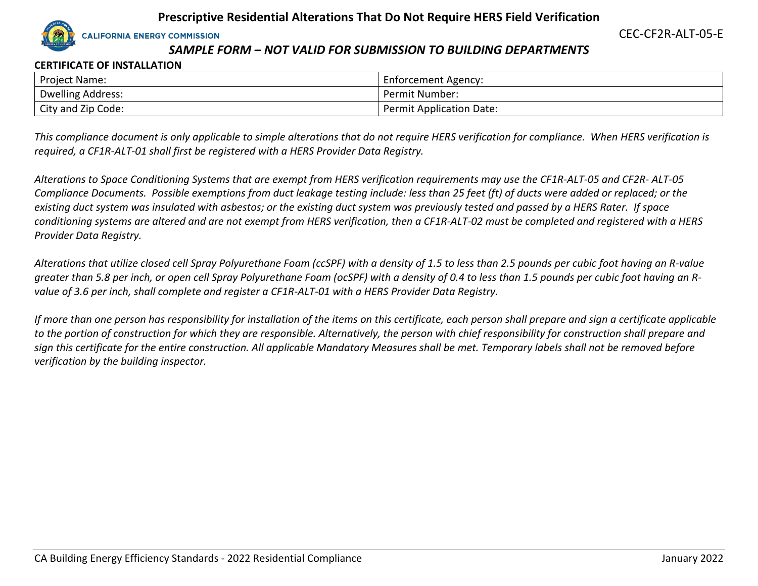# Prescriptive Residential Alterations That Do Not Require HERS Field Verification

CALIFORNIA ENERGY COMMISSION

CEC-CF2R-ALT-05-E

*SAMPLE FORM – NOT VALID FOR SUBMISSION TO BUILDING DEPARTMENTS*

**CERTIFICATE OF INSTALLATION**

| Project Name: | Enforcement Agency: |
|---|---|
| Dwelling Address: | Permit Number: |
| City and Zip Code: | Permit Application Date: |

*This compliance document is only applicable to simple alterations that do not require HERS verification for compliance. When HERS verification is required, a CF1R-ALT-01 shall first be registered with a HERS Provider Data Registry.*

*Alterations to Space Conditioning Systems that are exempt from HERS verification requirements may use the CF1R-ALT-05 and CF2R- ALT-05 Compliance Documents. Possible exemptions from duct leakage testing include: less than 25 feet (ft) of ducts were added or replaced; or the existing duct system was insulated with asbestos; or the existing duct system was previously tested and passed by a HERS Rater. If space conditioning systems are altered and are not exempt from HERS verification, then a CF1R-ALT-02 must be completed and registered with a HERS Provider Data Registry.*

*Alterations that utilize closed cell Spray Polyurethane Foam (ccSPF) with a density of 1.5 to less than 2.5 pounds per cubic foot having an R-value greater than 5.8 per inch, or open cell Spray Polyurethane Foam (ocSPF) with a density of 0.4 to less than 1.5 pounds per cubic foot having an R-value of 3.6 per inch, shall complete and register a CF1R-ALT-01 with a HERS Provider Data Registry.*

*If more than one person has responsibility for installation of the items on this certificate, each person shall prepare and sign a certificate applicable to the portion of construction for which they are responsible. Alternatively, the person with chief responsibility for construction shall prepare and sign this certificate for the entire construction. All applicable Mandatory Measures shall be met. Temporary labels shall not be removed before verification by the building inspector.*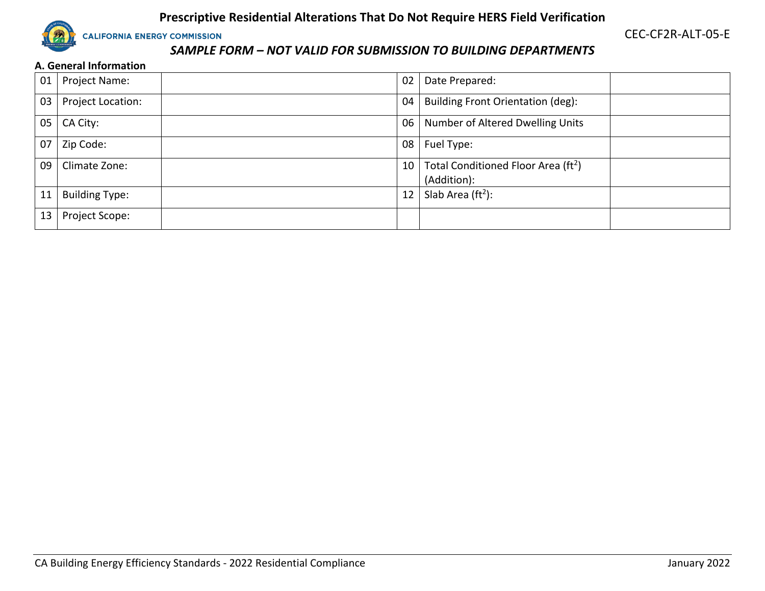# Prescriptive Residential Alterations That Do Not Require HERS Field Verification

CALIFORNIA ENERGY COMMISSION

CEC-CF2R-ALT-05-E

*SAMPLE FORM – NOT VALID FOR SUBMISSION TO BUILDING DEPARTMENTS*

**A. General Information**

| | | | | | |
|---|---|---|---|---|---|
| 01 | Project Name: | | 02 | Date Prepared: | |
| 03 | Project Location: | | 04 | Building Front Orientation (deg): | |
| 05 | CA City: | | 06 | Number of Altered Dwelling Units | |
| 07 | Zip Code: | | 08 | Fuel Type: | |
| 09 | Climate Zone: | | 10 | Total Conditioned Floor Area ($ft^2$) (Addition): | |
| 11 | Building Type: | | 12 | Slab Area ($ft^2$): | |
| 13 | Project Scope: | | | | |

CA Building Energy Efficiency Standards - 2022 Residential Compliance

January 2022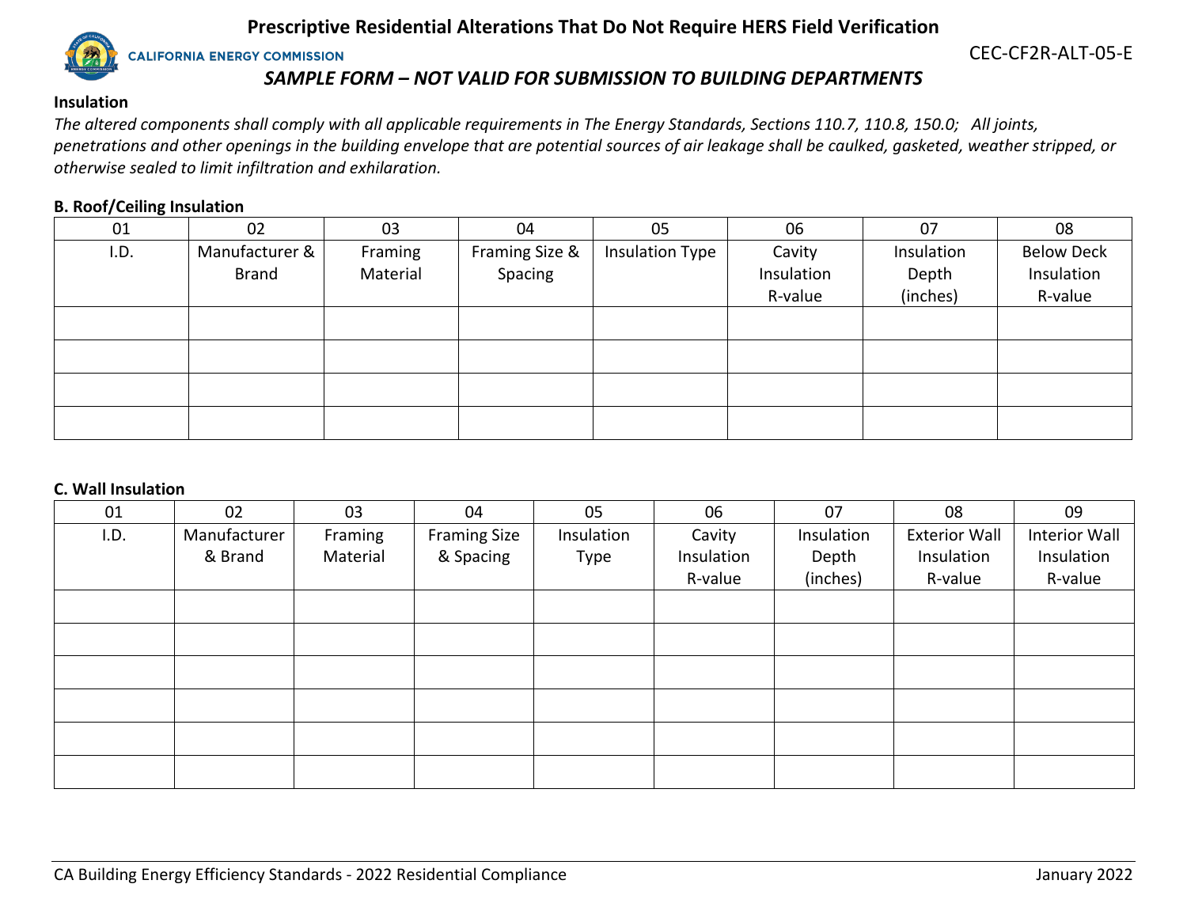# Prescriptive Residential Alterations That Do Not Require HERS Field Verification

CALIFORNIA ENERGY COMMISSION

CEC-CF2R-ALT-05-E

*SAMPLE FORM – NOT VALID FOR SUBMISSION TO BUILDING DEPARTMENTS*

**Insulation**

*The altered components shall comply with all applicable requirements in The Energy Standards, Sections 110.7, 110.8, 150.0;   All joints, penetrations and other openings in the building envelope that are potential sources of air leakage shall be caulked, gasketed, weather stripped, or otherwise sealed to limit infiltration and exhilaration.*

**B. Roof/Ceiling Insulation**

| 01 | 02 | 03 | 04 | 05 | 06 | 07 | 08 |
|---|---|---|---|---|---|---|---|
| I.D. | Manufacturer & Brand | Framing Material | Framing Size & Spacing | Insulation Type | Cavity Insulation R-value | Insulation Depth (inches) | Below Deck Insulation R-value |
| | | | | | | | |
| | | | | | | | |
| | | | | | | | |
| | | | | | | | |

**C. Wall Insulation**

| 01 | 02 | 03 | 04 | 05 | 06 | 07 | 08 | 09 |
|---|---|---|---|---|---|---|---|---|
| I.D. | Manufacturer & Brand | Framing Material | Framing Size & Spacing | Insulation Type | Cavity Insulation R-value | Insulation Depth (inches) | Exterior Wall Insulation R-value | Interior Wall Insulation R-value |
| | | | | | | | | |
| | | | | | | | | |
| | | | | | | | | |
| | | | | | | | | |
| | | | | | | | | |
| | | | | | | | | |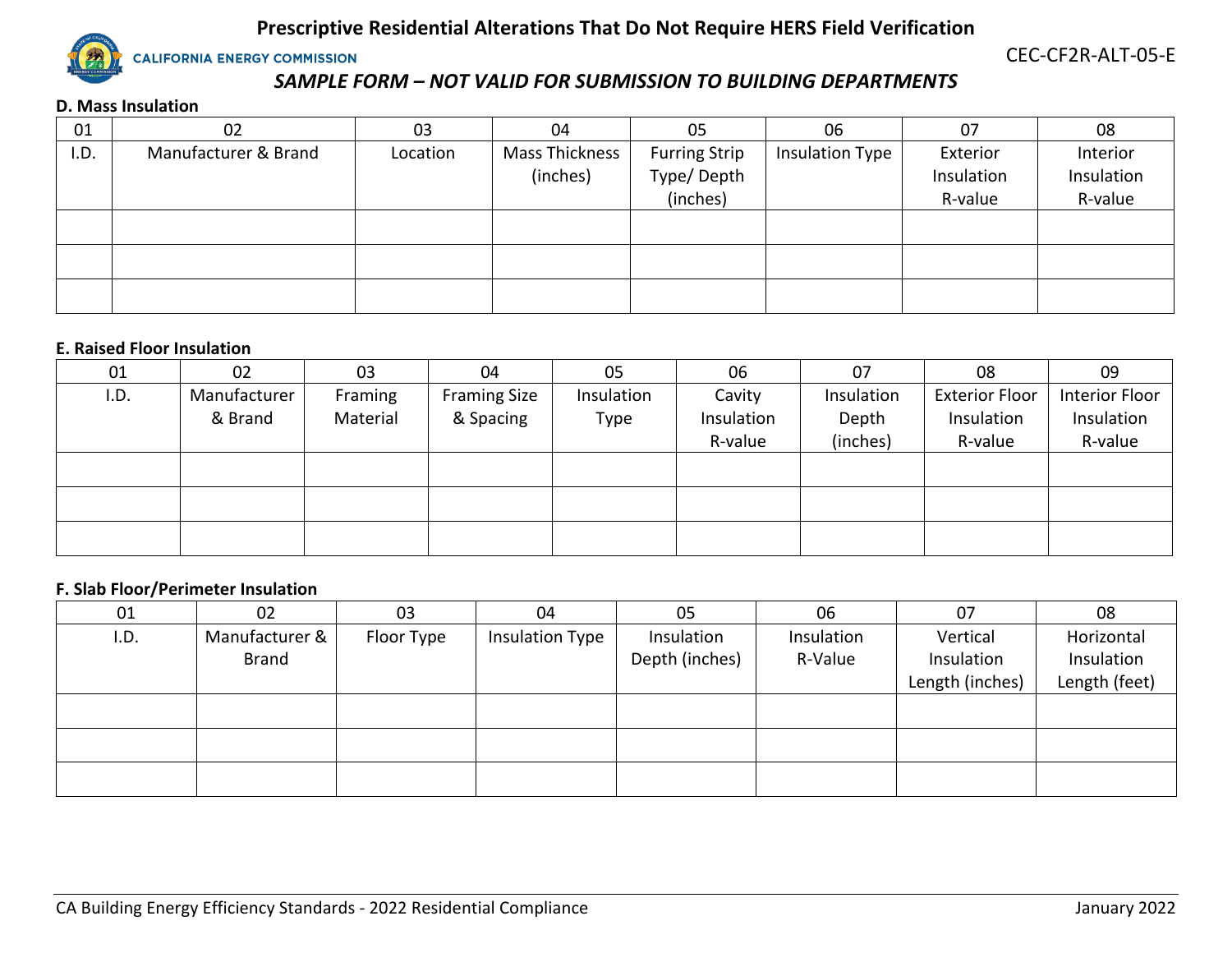### D. Mass Insulation

| 01 | 02 | 03 | 04 | 05 | 06 | 07 | 08 |
|---|---|---|---|---|---|---|---|
| I.D. | Manufacturer & Brand | Location | Mass Thickness (inches) | Furring Strip Type/ Depth (inches) | Insulation Type | Exterior Insulation R-value | Interior Insulation R-value |
| | | | | | | | |
| | | | | | | | |
| | | | | | | | |

### E. Raised Floor Insulation

| 01 | 02 | 03 | 04 | 05 | 06 | 07 | 08 | 09 |
|---|---|---|---|---|---|---|---|---|
| I.D. | Manufacturer & Brand | Framing Material | Framing Size & Spacing | Insulation Type | Cavity Insulation R-value | Insulation Depth (inches) | Exterior Floor Insulation R-value | Interior Floor Insulation R-value |
| | | | | | | | | |
| | | | | | | | | |
| | | | | | | | | |

### F. Slab Floor/Perimeter Insulation

| 01 | 02 | 03 | 04 | 05 | 06 | 07 | 08 |
|---|---|---|---|---|---|---|---|
| I.D. | Manufacturer & Brand | Floor Type | Insulation Type | Insulation Depth (inches) | Insulation R-Value | Vertical Insulation Length (inches) | Horizontal Insulation Length (feet) |
| | | | | | | | |
| | | | | | | | |
| | | | | | | | |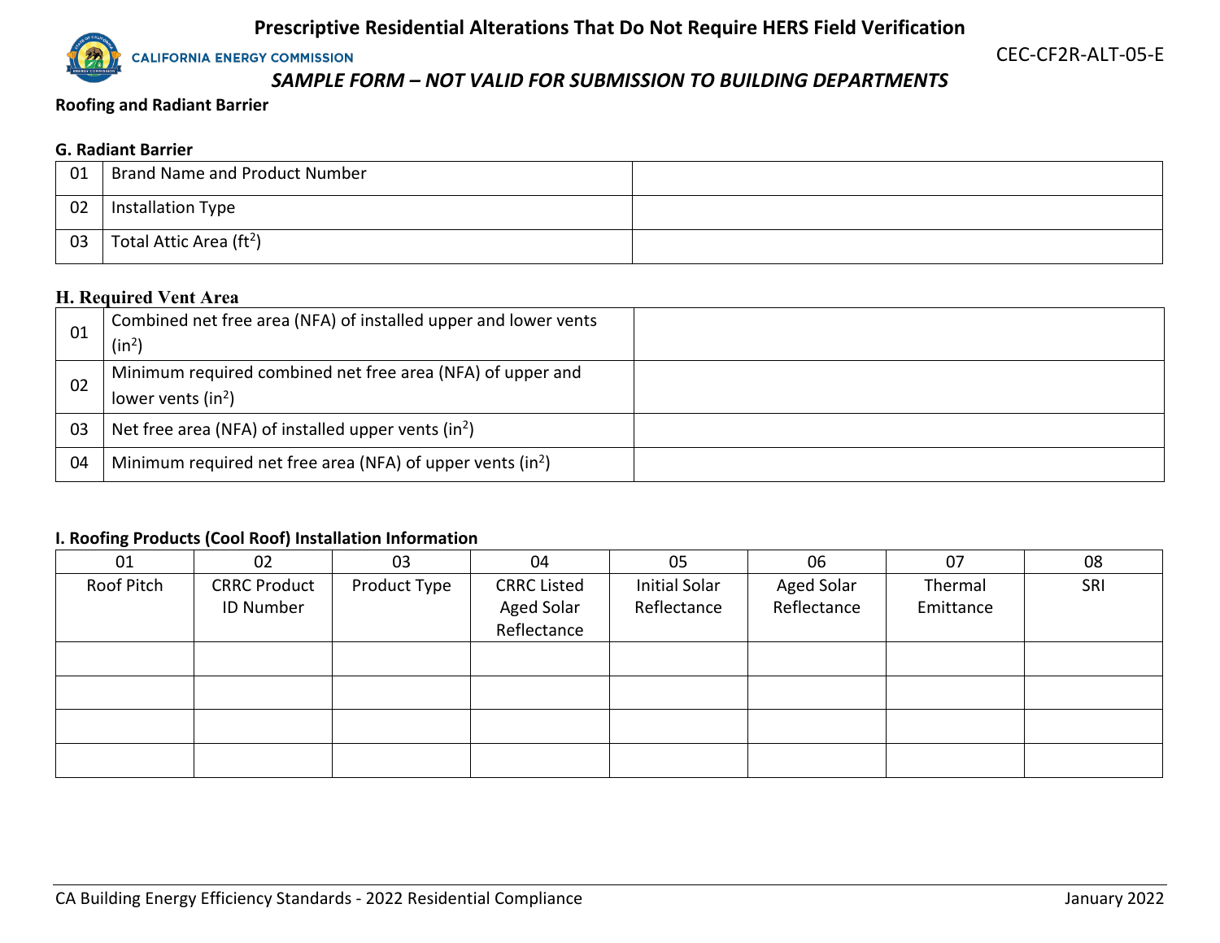# Prescriptive Residential Alterations That Do Not Require HERS Field Verification

CALIFORNIA ENERGY COMMISSION

CEC-CF2R-ALT-05-E

*SAMPLE FORM – NOT VALID FOR SUBMISSION TO BUILDING DEPARTMENTS*

**Roofing and Radiant Barrier**

### G. Radiant Barrier

| | | |
|---|---|---|
| 01 | Brand Name and Product Number | |
| 02 | Installation Type | |
| 03 | Total Attic Area (ft$^2$) | |

### H. Required Vent Area

| | | |
|---|---|---|
| 01 | Combined net free area (NFA) of installed upper and lower vents (in$^2$) | |
| 02 | Minimum required combined net free area (NFA) of upper and lower vents (in$^2$) | |
| 03 | Net free area (NFA) of installed upper vents (in$^2$) | |
| 04 | Minimum required net free area (NFA) of upper vents (in$^2$) | |

### I. Roofing Products (Cool Roof) Installation Information

| 01 | 02 | 03 | 04 | 05 | 06 | 07 | 08 |
|---|---|---|---|---|---|---|---|
| Roof Pitch | CRRC Product ID Number | Product Type | CRRC Listed Aged Solar Reflectance | Initial Solar Reflectance | Aged Solar Reflectance | Thermal Emittance | SRI |
| | | | | | | | |
| | | | | | | | |
| | | | | | | | |
| | | | | | | | |

CA Building Energy Efficiency Standards - 2022 Residential Compliance    January 2022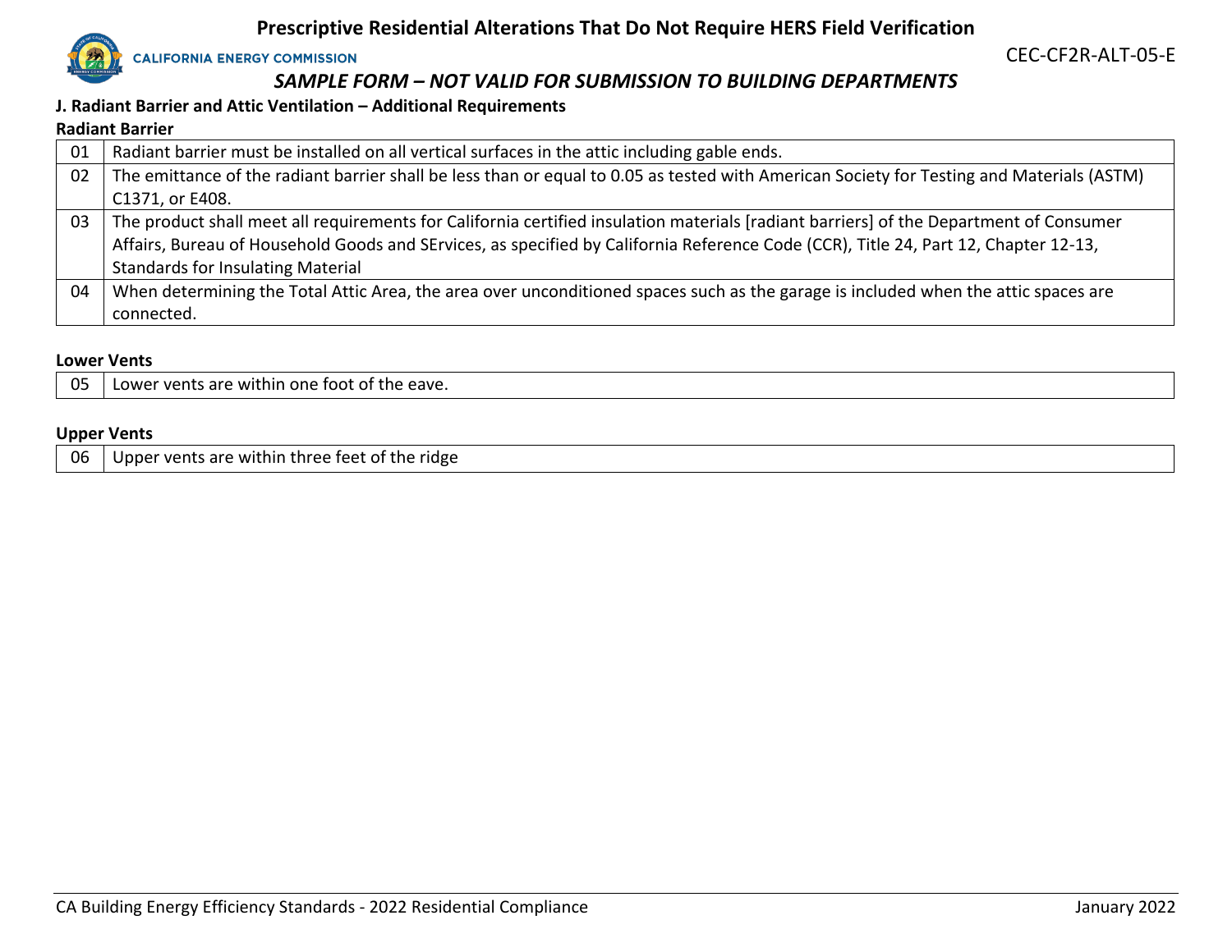**J. Radiant Barrier and Attic Ventilation – Additional Requirements**

**Radiant Barrier**

| | |
|---|---|
| 01 | Radiant barrier must be installed on all vertical surfaces in the attic including gable ends. |
| 02 | The emittance of the radiant barrier shall be less than or equal to 0.05 as tested with American Society for Testing and Materials (ASTM) C1371, or E408. |
| 03 | The product shall meet all requirements for California certified insulation materials [radiant barriers] of the Department of Consumer Affairs, Bureau of Household Goods and SErvices, as specified by California Reference Code (CCR), Title 24, Part 12, Chapter 12-13, Standards for Insulating Material |
| 04 | When determining the Total Attic Area, the area over unconditioned spaces such as the garage is included when the attic spaces are connected. |

**Lower Vents**

| | |
|---|---|
| 05 | Lower vents are within one foot of the eave. |

**Upper Vents**

| | |
|---|---|
| 06 | Upper vents are within three feet of the ridge |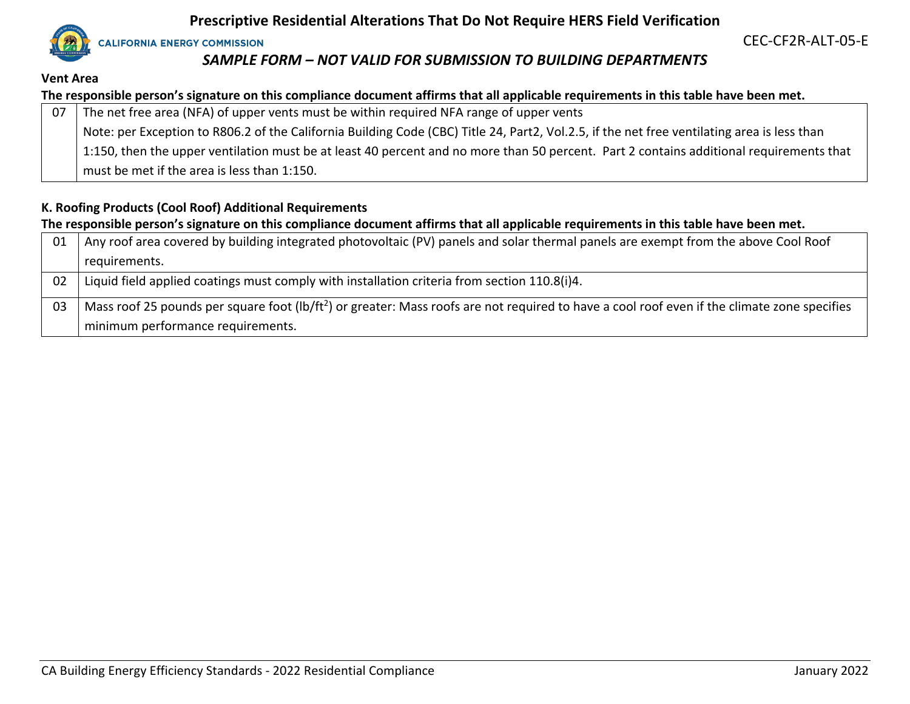### Vent Area

**The responsible person's signature on this compliance document affirms that all applicable requirements in this table have been met.**

| | |
|---|---|
| 07 | The net free area (NFA) of upper vents must be within required NFA range of upper vents<br>Note: per Exception to R806.2 of the California Building Code (CBC) Title 24, Part2, Vol.2.5, if the net free ventilating area is less than 1:150, then the upper ventilation must be at least 40 percent and no more than 50 percent. Part 2 contains additional requirements that must be met if the area is less than 1:150. |

### K. Roofing Products (Cool Roof) Additional Requirements

**The responsible person's signature on this compliance document affirms that all applicable requirements in this table have been met.**

| | |
|---|---|
| 01 | Any roof area covered by building integrated photovoltaic (PV) panels and solar thermal panels are exempt from the above Cool Roof requirements. |
| 02 | Liquid field applied coatings must comply with installation criteria from section 110.8(i)4. |
| 03 | Mass roof 25 pounds per square foot ($lb/ft^2$) or greater: Mass roofs are not required to have a cool roof even if the climate zone specifies minimum performance requirements. |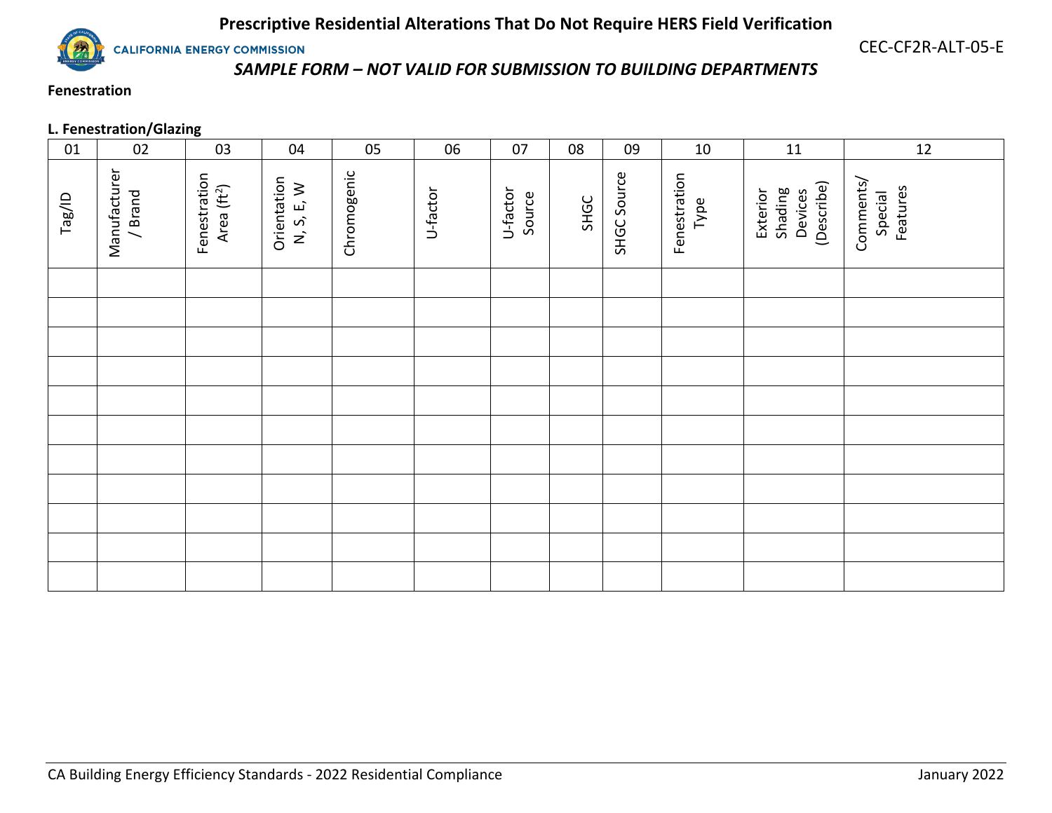# Prescriptive Residential Alterations That Do Not Require HERS Field Verification

CEC-CF2R-ALT-05-E

*SAMPLE FORM – NOT VALID FOR SUBMISSION TO BUILDING DEPARTMENTS*

**Fenestration**

**L. Fenestration/Glazing**

| 01 | 02 | 03 | 04 | 05 | 06 | 07 | 08 | 09 | 10 | 11 | 12 |
|---|---|---|---|---|---|---|---|---|---|---|---|
| Tag/ID | Manufacturer / Brand | Fenestration Area ($ft^2$) | Orientation N, S, E, W | Chromogenic | U-factor | U-factor Source | SHGC | SHGC Source | Fenestration Type | Exterior Shading Devices (Describe) | Comments/ Special Features |
| | | | | | | | | | | | |
| | | | | | | | | | | | |
| | | | | | | | | | | | |
| | | | | | | | | | | | |
| | | | | | | | | | | | |
| | | | | | | | | | | | |
| | | | | | | | | | | | |
| | | | | | | | | | | | |
| | | | | | | | | | | | |
| | | | | | | | | | | | |
| | | | | | | | | | | | |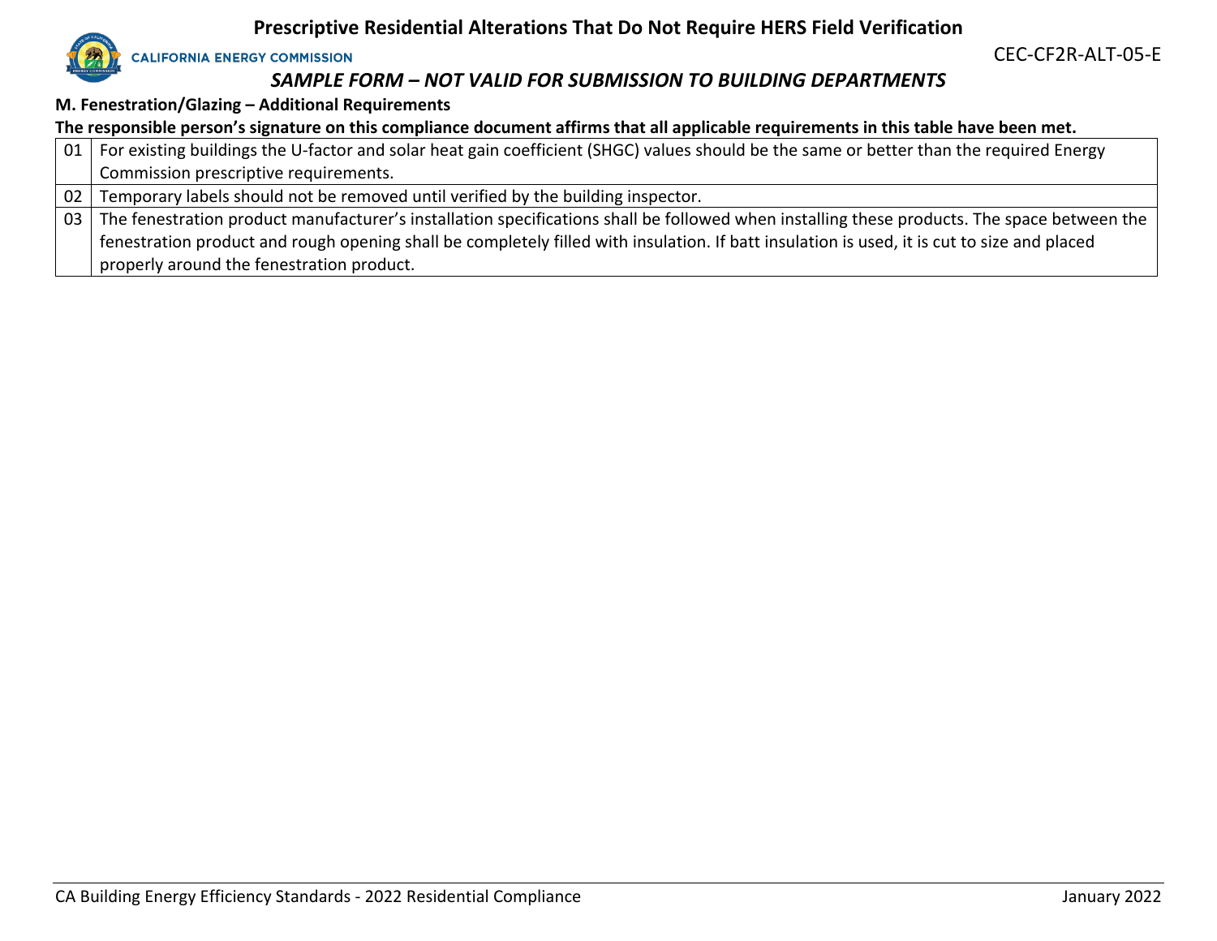## M. Fenestration/Glazing – Additional Requirements

**The responsible person's signature on this compliance document affirms that all applicable requirements in this table have been met.**

| | |
|---|---|
| 01 | For existing buildings the U-factor and solar heat gain coefficient (SHGC) values should be the same or better than the required Energy Commission prescriptive requirements. |
| 02 | Temporary labels should not be removed until verified by the building inspector. |
| 03 | The fenestration product manufacturer's installation specifications shall be followed when installing these products. The space between the fenestration product and rough opening shall be completely filled with insulation. If batt insulation is used, it is cut to size and placed properly around the fenestration product. |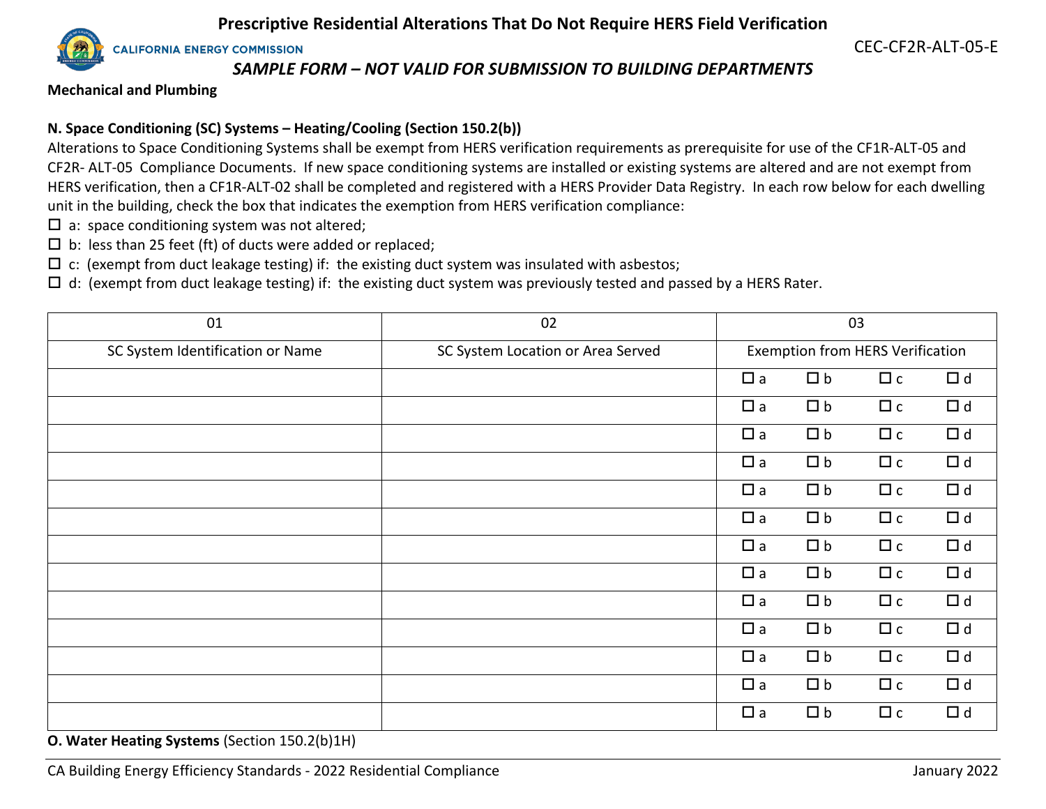## Mechanical and Plumbing

### N. Space Conditioning (SC) Systems – Heating/Cooling (Section 150.2(b))

Alterations to Space Conditioning Systems shall be exempt from HERS verification requirements as prerequisite for use of the CF1R-ALT-05 and CF2R- ALT-05 Compliance Documents. If new space conditioning systems are installed or existing systems are altered and are not exempt from HERS verification, then a CF1R-ALT-02 shall be completed and registered with a HERS Provider Data Registry. In each row below for each dwelling unit in the building, check the box that indicates the exemption from HERS verification compliance:

☐ a: space conditioning system was not altered;
☐ b: less than 25 feet (ft) of ducts were added or replaced;
☐ c: (exempt from duct leakage testing) if: the existing duct system was insulated with asbestos;
☐ d: (exempt from duct leakage testing) if: the existing duct system was previously tested and passed by a HERS Rater.

| 01 | 02 | 03 |
|---|---|---|
| SC System Identification or Name | SC System Location or Area Served | Exemption from HERS Verification |
| | | ☐ a ☐ b ☐ c ☐ d |
| | | ☐ a ☐ b ☐ c ☐ d |
| | | ☐ a ☐ b ☐ c ☐ d |
| | | ☐ a ☐ b ☐ c ☐ d |
| | | ☐ a ☐ b ☐ c ☐ d |
| | | ☐ a ☐ b ☐ c ☐ d |
| | | ☐ a ☐ b ☐ c ☐ d |
| | | ☐ a ☐ b ☐ c ☐ d |
| | | ☐ a ☐ b ☐ c ☐ d |
| | | ☐ a ☐ b ☐ c ☐ d |
| | | ☐ a ☐ b ☐ c ☐ d |
| | | ☐ a ☐ b ☐ c ☐ d |
| | | ☐ a ☐ b ☐ c ☐ d |

### O. Water Heating Systems (Section 150.2(b)1H)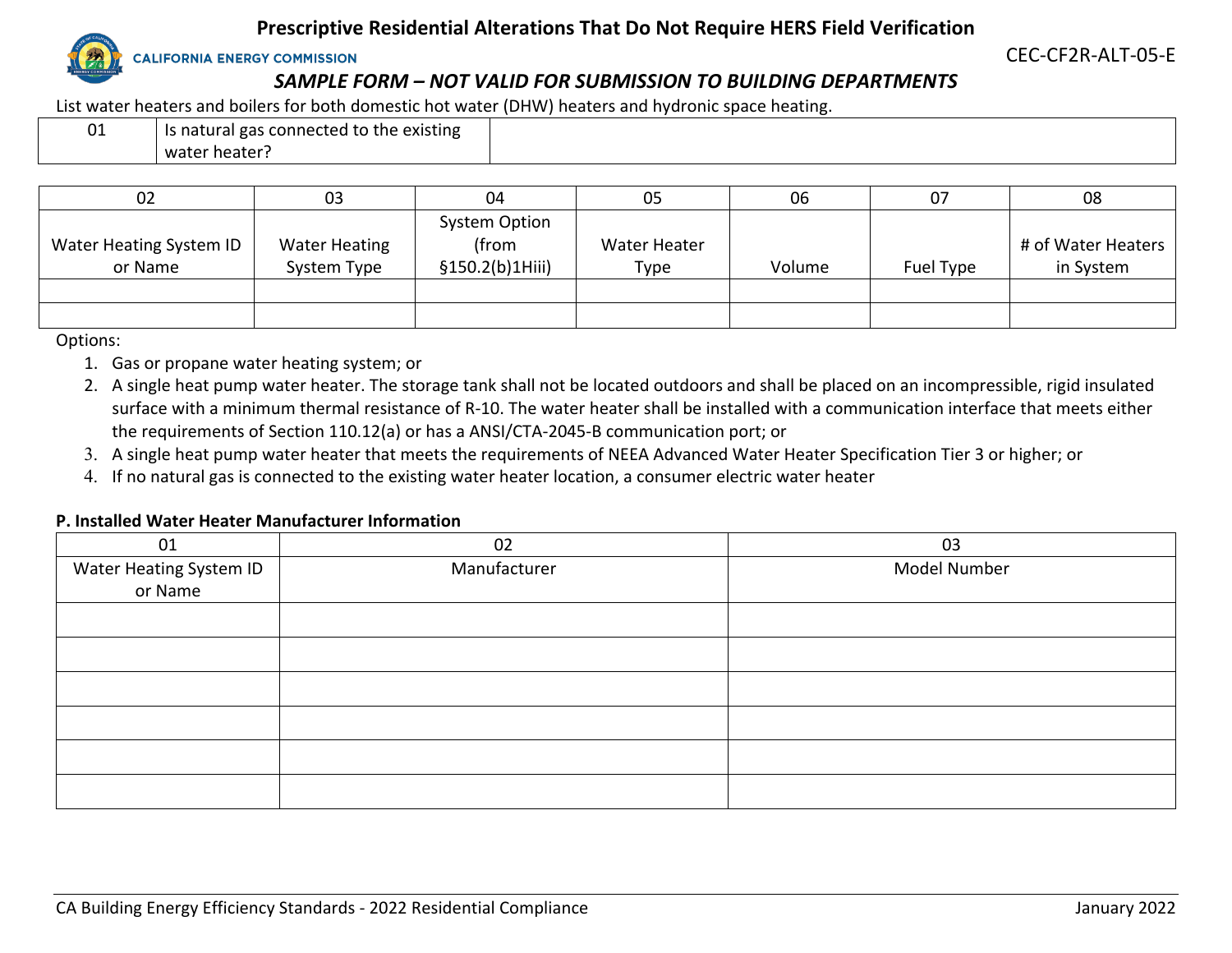# Prescriptive Residential Alterations That Do Not Require HERS Field Verification

CALIFORNIA ENERGY COMMISSION

CEC-CF2R-ALT-05-E

*SAMPLE FORM – NOT VALID FOR SUBMISSION TO BUILDING DEPARTMENTS*

List water heaters and boilers for both domestic hot water (DHW) heaters and hydronic space heating.

| 01 | Is natural gas connected to the existing water heater? | |
|---|---|---|

| 02 | 03 | 04 | 05 | 06 | 07 | 08 |
|---|---|---|---|---|---|---|
| Water Heating System ID or Name | Water Heating System Type | System Option (from §150.2(b)1Hiii) | Water Heater Type | Volume | Fuel Type | # of Water Heaters in System |
| | | | | | | |
| | | | | | | |

Options:

1. Gas or propane water heating system; or
2. A single heat pump water heater. The storage tank shall not be located outdoors and shall be placed on an incompressible, rigid insulated surface with a minimum thermal resistance of R-10. The water heater shall be installed with a communication interface that meets either the requirements of Section 110.12(a) or has a ANSI/CTA-2045-B communication port; or
3. A single heat pump water heater that meets the requirements of NEEA Advanced Water Heater Specification Tier 3 or higher; or
4. If no natural gas is connected to the existing water heater location, a consumer electric water heater

**P. Installed Water Heater Manufacturer Information**

| 01 | 02 | 03 |
|---|---|---|
| Water Heating System ID or Name | Manufacturer | Model Number |
| | | |
| | | |
| | | |
| | | |
| | | |
| | | |

CA Building Energy Efficiency Standards - 2022 Residential Compliance — January 2022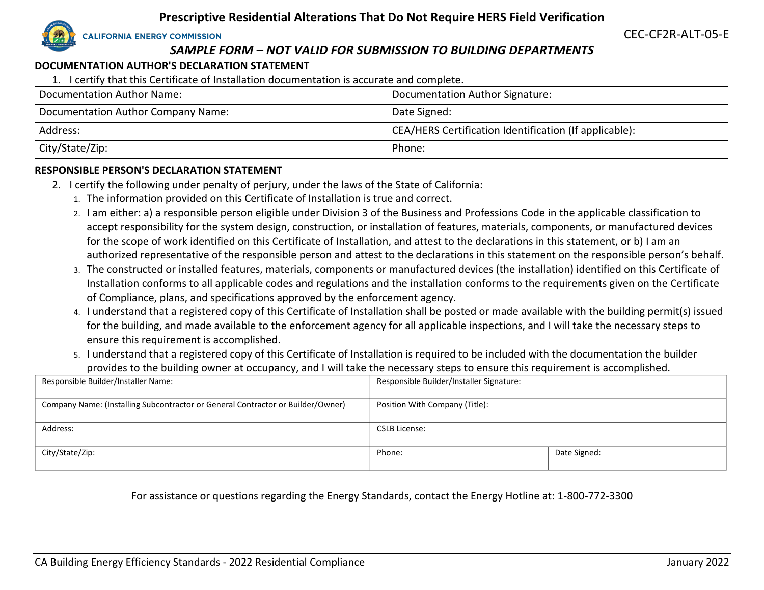# Prescriptive Residential Alterations That Do Not Require HERS Field Verification

CALIFORNIA ENERGY COMMISSION

CEC-CF2R-ALT-05-E

*SAMPLE FORM – NOT VALID FOR SUBMISSION TO BUILDING DEPARTMENTS*

**DOCUMENTATION AUTHOR'S DECLARATION STATEMENT**

1. I certify that this Certificate of Installation documentation is accurate and complete.

| Documentation Author Name: | Documentation Author Signature: |
|---|---|
| Documentation Author Company Name: | Date Signed: |
| Address: | CEA/HERS Certification Identification (If applicable): |
| City/State/Zip: | Phone: |

**RESPONSIBLE PERSON'S DECLARATION STATEMENT**

2. I certify the following under penalty of perjury, under the laws of the State of California:
   1. The information provided on this Certificate of Installation is true and correct.
   2. I am either: a) a responsible person eligible under Division 3 of the Business and Professions Code in the applicable classification to accept responsibility for the system design, construction, or installation of features, materials, components, or manufactured devices for the scope of work identified on this Certificate of Installation, and attest to the declarations in this statement, or b) I am an authorized representative of the responsible person and attest to the declarations in this statement on the responsible person's behalf.
   3. The constructed or installed features, materials, components or manufactured devices (the installation) identified on this Certificate of Installation conforms to all applicable codes and regulations and the installation conforms to the requirements given on the Certificate of Compliance, plans, and specifications approved by the enforcement agency.
   4. I understand that a registered copy of this Certificate of Installation shall be posted or made available with the building permit(s) issued for the building, and made available to the enforcement agency for all applicable inspections, and I will take the necessary steps to ensure this requirement is accomplished.
   5. I understand that a registered copy of this Certificate of Installation is required to be included with the documentation the builder provides to the building owner at occupancy, and I will take the necessary steps to ensure this requirement is accomplished.

| Responsible Builder/Installer Name: | Responsible Builder/Installer Signature: | |
|---|---|---|
| Company Name: (Installing Subcontractor or General Contractor or Builder/Owner) | Position With Company (Title): | |
| Address: | CSLB License: | |
| City/State/Zip: | Phone: | Date Signed: |

For assistance or questions regarding the Energy Standards, contact the Energy Hotline at: 1-800-772-3300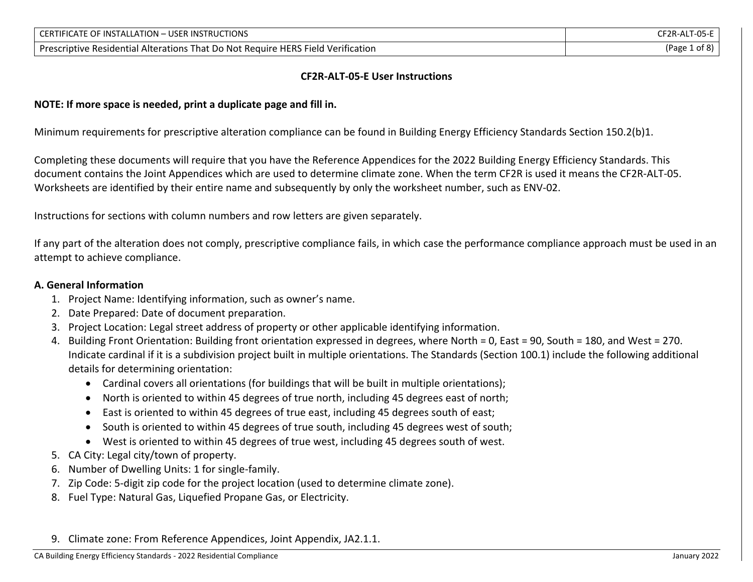## CF2R-ALT-05-E User Instructions

**NOTE: If more space is needed, print a duplicate page and fill in.**

Minimum requirements for prescriptive alteration compliance can be found in Building Energy Efficiency Standards Section 150.2(b)1.

Completing these documents will require that you have the Reference Appendices for the 2022 Building Energy Efficiency Standards. This document contains the Joint Appendices which are used to determine climate zone. When the term CF2R is used it means the CF2R-ALT-05. Worksheets are identified by their entire name and subsequently by only the worksheet number, such as ENV-02.

Instructions for sections with column numbers and row letters are given separately.

If any part of the alteration does not comply, prescriptive compliance fails, in which case the performance compliance approach must be used in an attempt to achieve compliance.

### A. General Information

1. Project Name: Identifying information, such as owner's name.
2. Date Prepared: Date of document preparation.
3. Project Location: Legal street address of property or other applicable identifying information.
4. Building Front Orientation: Building front orientation expressed in degrees, where North = 0, East = 90, South = 180, and West = 270. Indicate cardinal if it is a subdivision project built in multiple orientations. The Standards (Section 100.1) include the following additional details for determining orientation:
   - Cardinal covers all orientations (for buildings that will be built in multiple orientations);
   - North is oriented to within 45 degrees of true north, including 45 degrees east of north;
   - East is oriented to within 45 degrees of true east, including 45 degrees south of east;
   - South is oriented to within 45 degrees of true south, including 45 degrees west of south;
   - West is oriented to within 45 degrees of true west, including 45 degrees south of west.
5. CA City: Legal city/town of property.
6. Number of Dwelling Units: 1 for single-family.
7. Zip Code: 5-digit zip code for the project location (used to determine climate zone).
8. Fuel Type: Natural Gas, Liquefied Propane Gas, or Electricity.
9. Climate zone: From Reference Appendices, Joint Appendix, JA2.1.1.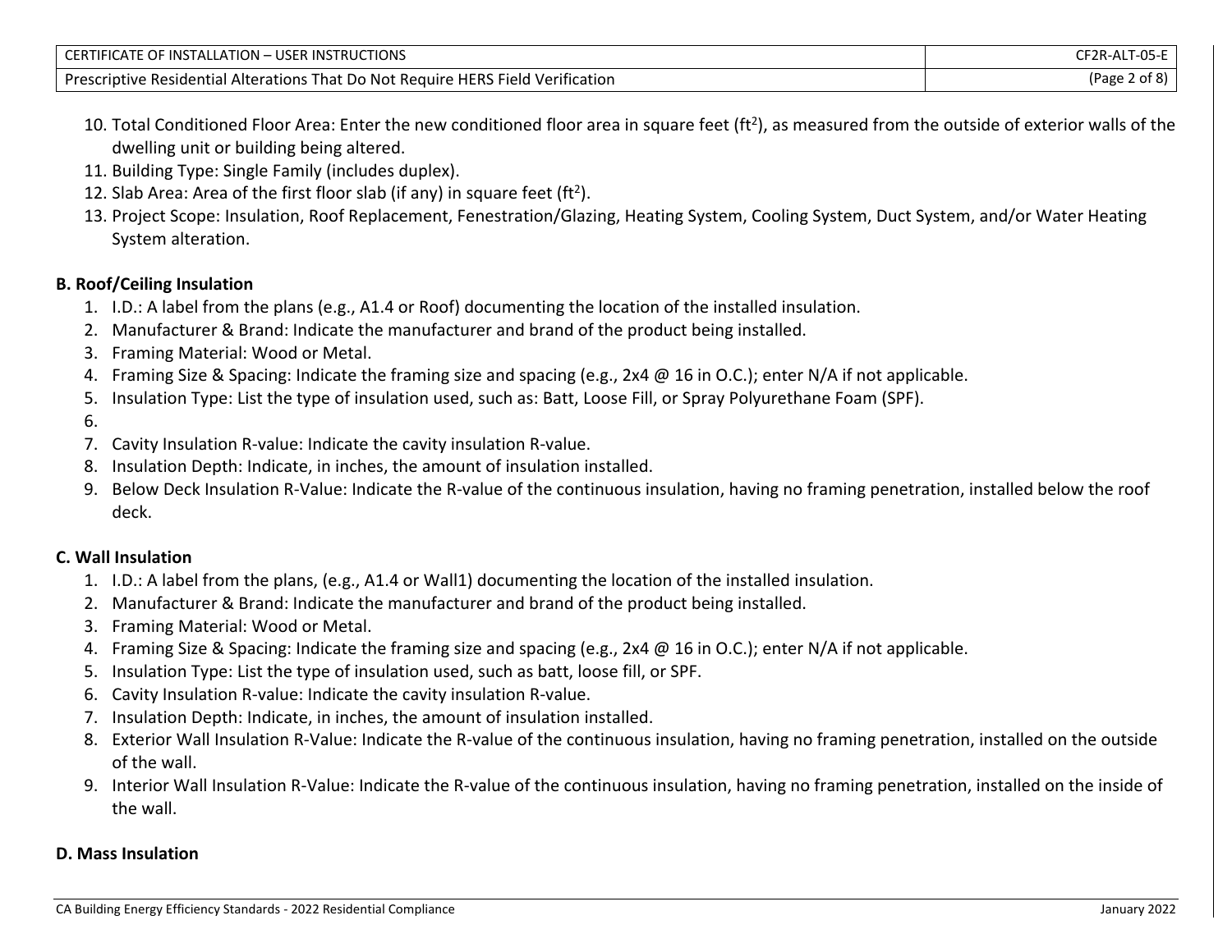10. Total Conditioned Floor Area: Enter the new conditioned floor area in square feet (ft$^2$), as measured from the outside of exterior walls of the dwelling unit or building being altered.
11. Building Type: Single Family (includes duplex).
12. Slab Area: Area of the first floor slab (if any) in square feet (ft$^2$).
13. Project Scope: Insulation, Roof Replacement, Fenestration/Glazing, Heating System, Cooling System, Duct System, and/or Water Heating System alteration.

**B. Roof/Ceiling Insulation**

1. I.D.: A label from the plans (e.g., A1.4 or Roof) documenting the location of the installed insulation.
2. Manufacturer & Brand: Indicate the manufacturer and brand of the product being installed.
3. Framing Material: Wood or Metal.
4. Framing Size & Spacing: Indicate the framing size and spacing (e.g., 2x4 @ 16 in O.C.); enter N/A if not applicable.
5. Insulation Type: List the type of insulation used, such as: Batt, Loose Fill, or Spray Polyurethane Foam (SPF).
6. 
7. Cavity Insulation R-value: Indicate the cavity insulation R-value.
8. Insulation Depth: Indicate, in inches, the amount of insulation installed.
9. Below Deck Insulation R-Value: Indicate the R-value of the continuous insulation, having no framing penetration, installed below the roof deck.

**C. Wall Insulation**

1. I.D.: A label from the plans, (e.g., A1.4 or Wall1) documenting the location of the installed insulation.
2. Manufacturer & Brand: Indicate the manufacturer and brand of the product being installed.
3. Framing Material: Wood or Metal.
4. Framing Size & Spacing: Indicate the framing size and spacing (e.g., 2x4 @ 16 in O.C.); enter N/A if not applicable.
5. Insulation Type: List the type of insulation used, such as batt, loose fill, or SPF.
6. Cavity Insulation R-value: Indicate the cavity insulation R-value.
7. Insulation Depth: Indicate, in inches, the amount of insulation installed.
8. Exterior Wall Insulation R-Value: Indicate the R-value of the continuous insulation, having no framing penetration, installed on the outside of the wall.
9. Interior Wall Insulation R-Value: Indicate the R-value of the continuous insulation, having no framing penetration, installed on the inside of the wall.

**D. Mass Insulation**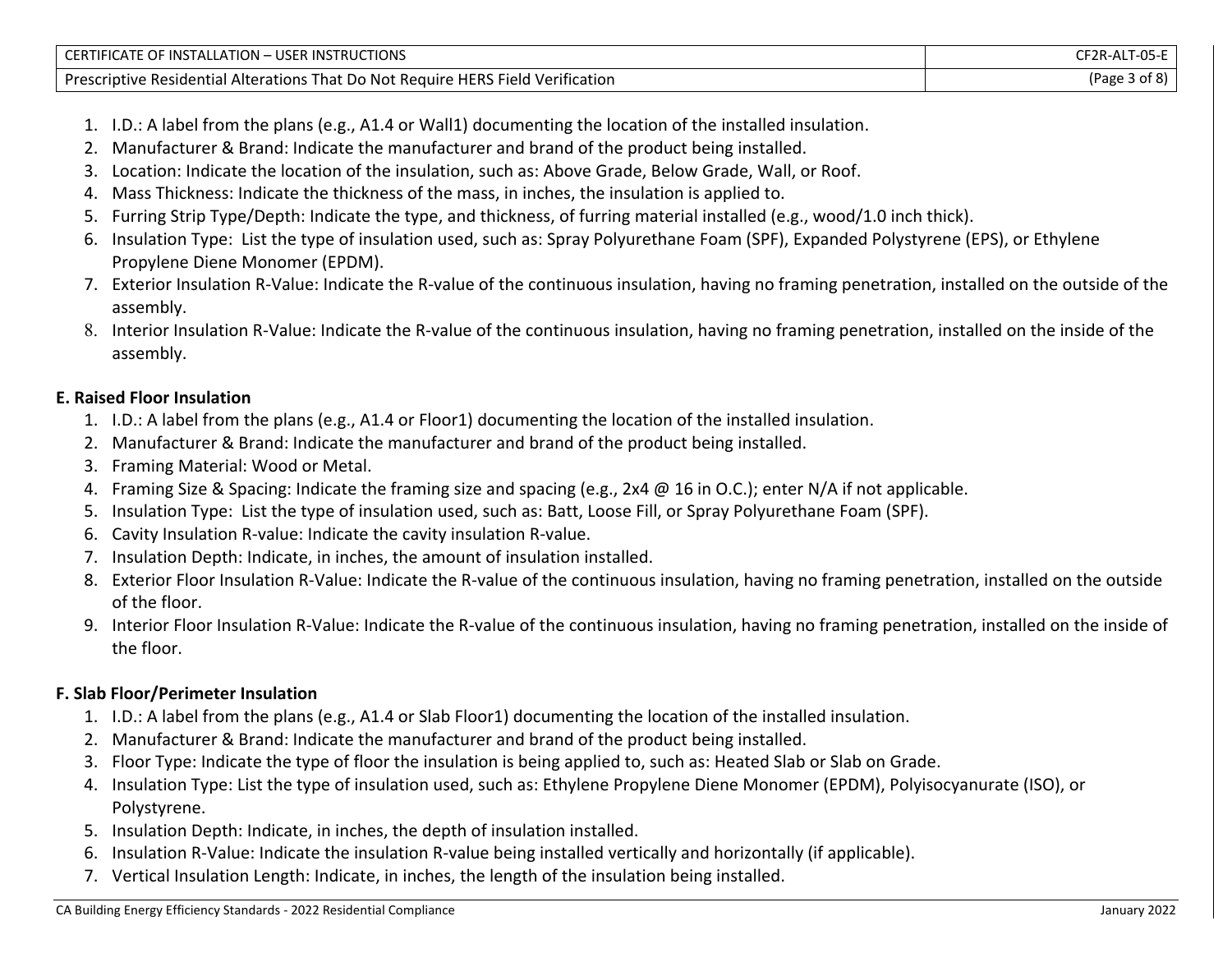1. I.D.: A label from the plans (e.g., A1.4 or Wall1) documenting the location of the installed insulation.
2. Manufacturer & Brand: Indicate the manufacturer and brand of the product being installed.
3. Location: Indicate the location of the insulation, such as: Above Grade, Below Grade, Wall, or Roof.
4. Mass Thickness: Indicate the thickness of the mass, in inches, the insulation is applied to.
5. Furring Strip Type/Depth: Indicate the type, and thickness, of furring material installed (e.g., wood/1.0 inch thick).
6. Insulation Type: List the type of insulation used, such as: Spray Polyurethane Foam (SPF), Expanded Polystyrene (EPS), or Ethylene Propylene Diene Monomer (EPDM).
7. Exterior Insulation R-Value: Indicate the R-value of the continuous insulation, having no framing penetration, installed on the outside of the assembly.
8. Interior Insulation R-Value: Indicate the R-value of the continuous insulation, having no framing penetration, installed on the inside of the assembly.

**E. Raised Floor Insulation**

1. I.D.: A label from the plans (e.g., A1.4 or Floor1) documenting the location of the installed insulation.
2. Manufacturer & Brand: Indicate the manufacturer and brand of the product being installed.
3. Framing Material: Wood or Metal.
4. Framing Size & Spacing: Indicate the framing size and spacing (e.g., 2x4 @ 16 in O.C.); enter N/A if not applicable.
5. Insulation Type: List the type of insulation used, such as: Batt, Loose Fill, or Spray Polyurethane Foam (SPF).
6. Cavity Insulation R-value: Indicate the cavity insulation R-value.
7. Insulation Depth: Indicate, in inches, the amount of insulation installed.
8. Exterior Floor Insulation R-Value: Indicate the R-value of the continuous insulation, having no framing penetration, installed on the outside of the floor.
9. Interior Floor Insulation R-Value: Indicate the R-value of the continuous insulation, having no framing penetration, installed on the inside of the floor.

**F. Slab Floor/Perimeter Insulation**

1. I.D.: A label from the plans (e.g., A1.4 or Slab Floor1) documenting the location of the installed insulation.
2. Manufacturer & Brand: Indicate the manufacturer and brand of the product being installed.
3. Floor Type: Indicate the type of floor the insulation is being applied to, such as: Heated Slab or Slab on Grade.
4. Insulation Type: List the type of insulation used, such as: Ethylene Propylene Diene Monomer (EPDM), Polyisocyanurate (ISO), or Polystyrene.
5. Insulation Depth: Indicate, in inches, the depth of insulation installed.
6. Insulation R-Value: Indicate the insulation R-value being installed vertically and horizontally (if applicable).
7. Vertical Insulation Length: Indicate, in inches, the length of the insulation being installed.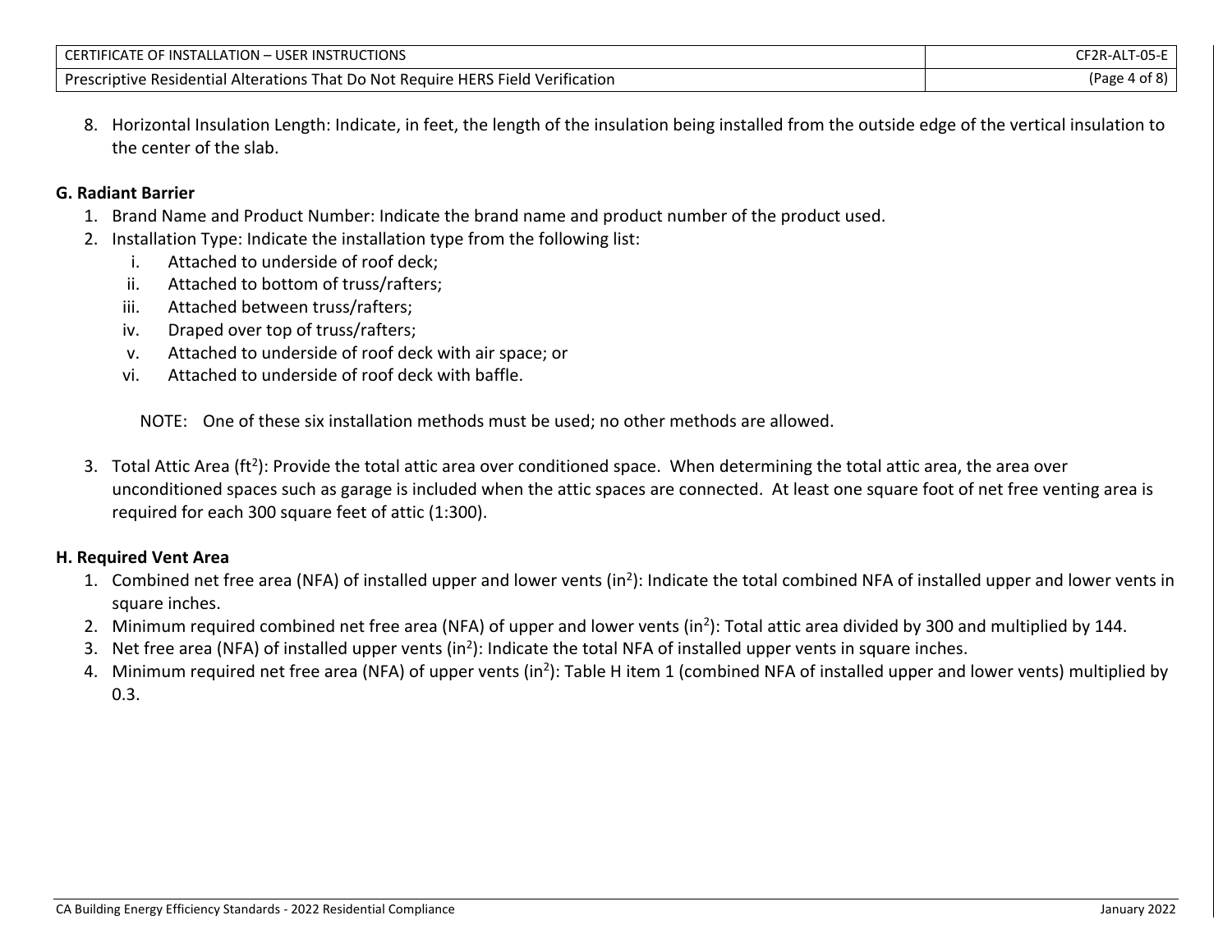8. Horizontal Insulation Length: Indicate, in feet, the length of the insulation being installed from the outside edge of the vertical insulation to the center of the slab.

**G. Radiant Barrier**

1. Brand Name and Product Number: Indicate the brand name and product number of the product used.
2. Installation Type: Indicate the installation type from the following list:
   i. Attached to underside of roof deck;
   ii. Attached to bottom of truss/rafters;
   iii. Attached between truss/rafters;
   iv. Draped over top of truss/rafters;
   v. Attached to underside of roof deck with air space; or
   vi. Attached to underside of roof deck with baffle.

   NOTE: One of these six installation methods must be used; no other methods are allowed.

3. Total Attic Area ($ft^2$): Provide the total attic area over conditioned space. When determining the total attic area, the area over unconditioned spaces such as garage is included when the attic spaces are connected. At least one square foot of net free venting area is required for each 300 square feet of attic (1:300).

**H. Required Vent Area**

1. Combined net free area (NFA) of installed upper and lower vents ($in^2$): Indicate the total combined NFA of installed upper and lower vents in square inches.
2. Minimum required combined net free area (NFA) of upper and lower vents ($in^2$): Total attic area divided by 300 and multiplied by 144.
3. Net free area (NFA) of installed upper vents ($in^2$): Indicate the total NFA of installed upper vents in square inches.
4. Minimum required net free area (NFA) of upper vents ($in^2$): Table H item 1 (combined NFA of installed upper and lower vents) multiplied by 0.3.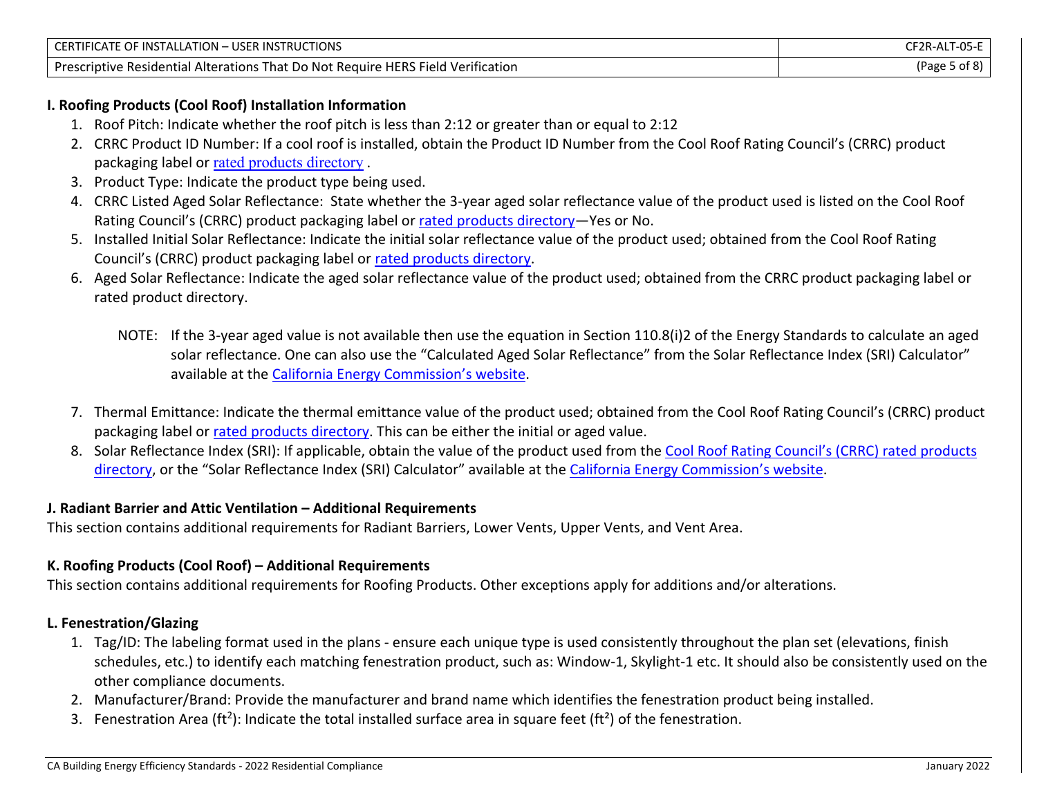### I. Roofing Products (Cool Roof) Installation Information

1. Roof Pitch: Indicate whether the roof pitch is less than 2:12 or greater than or equal to 2:12
2. CRRC Product ID Number: If a cool roof is installed, obtain the Product ID Number from the Cool Roof Rating Council's (CRRC) product packaging label or rated products directory .
3. Product Type: Indicate the product type being used.
4. CRRC Listed Aged Solar Reflectance: State whether the 3-year aged solar reflectance value of the product used is listed on the Cool Roof Rating Council's (CRRC) product packaging label or rated products directory—Yes or No.
5. Installed Initial Solar Reflectance: Indicate the initial solar reflectance value of the product used; obtained from the Cool Roof Rating Council's (CRRC) product packaging label or rated products directory.
6. Aged Solar Reflectance: Indicate the aged solar reflectance value of the product used; obtained from the CRRC product packaging label or rated product directory.

   NOTE: If the 3-year aged value is not available then use the equation in Section 110.8(i)2 of the Energy Standards to calculate an aged solar reflectance. One can also use the "Calculated Aged Solar Reflectance" from the Solar Reflectance Index (SRI) Calculator" available at the California Energy Commission's website.

7. Thermal Emittance: Indicate the thermal emittance value of the product used; obtained from the Cool Roof Rating Council's (CRRC) product packaging label or rated products directory. This can be either the initial or aged value.
8. Solar Reflectance Index (SRI): If applicable, obtain the value of the product used from the Cool Roof Rating Council's (CRRC) rated products directory, or the "Solar Reflectance Index (SRI) Calculator" available at the California Energy Commission's website.

### J. Radiant Barrier and Attic Ventilation – Additional Requirements

This section contains additional requirements for Radiant Barriers, Lower Vents, Upper Vents, and Vent Area.

### K. Roofing Products (Cool Roof) – Additional Requirements

This section contains additional requirements for Roofing Products. Other exceptions apply for additions and/or alterations.

### L. Fenestration/Glazing

1. Tag/ID: The labeling format used in the plans - ensure each unique type is used consistently throughout the plan set (elevations, finish schedules, etc.) to identify each matching fenestration product, such as: Window-1, Skylight-1 etc. It should also be consistently used on the other compliance documents.
2. Manufacturer/Brand: Provide the manufacturer and brand name which identifies the fenestration product being installed.
3. Fenestration Area ($ft^2$): Indicate the total installed surface area in square feet ($ft^2$) of the fenestration.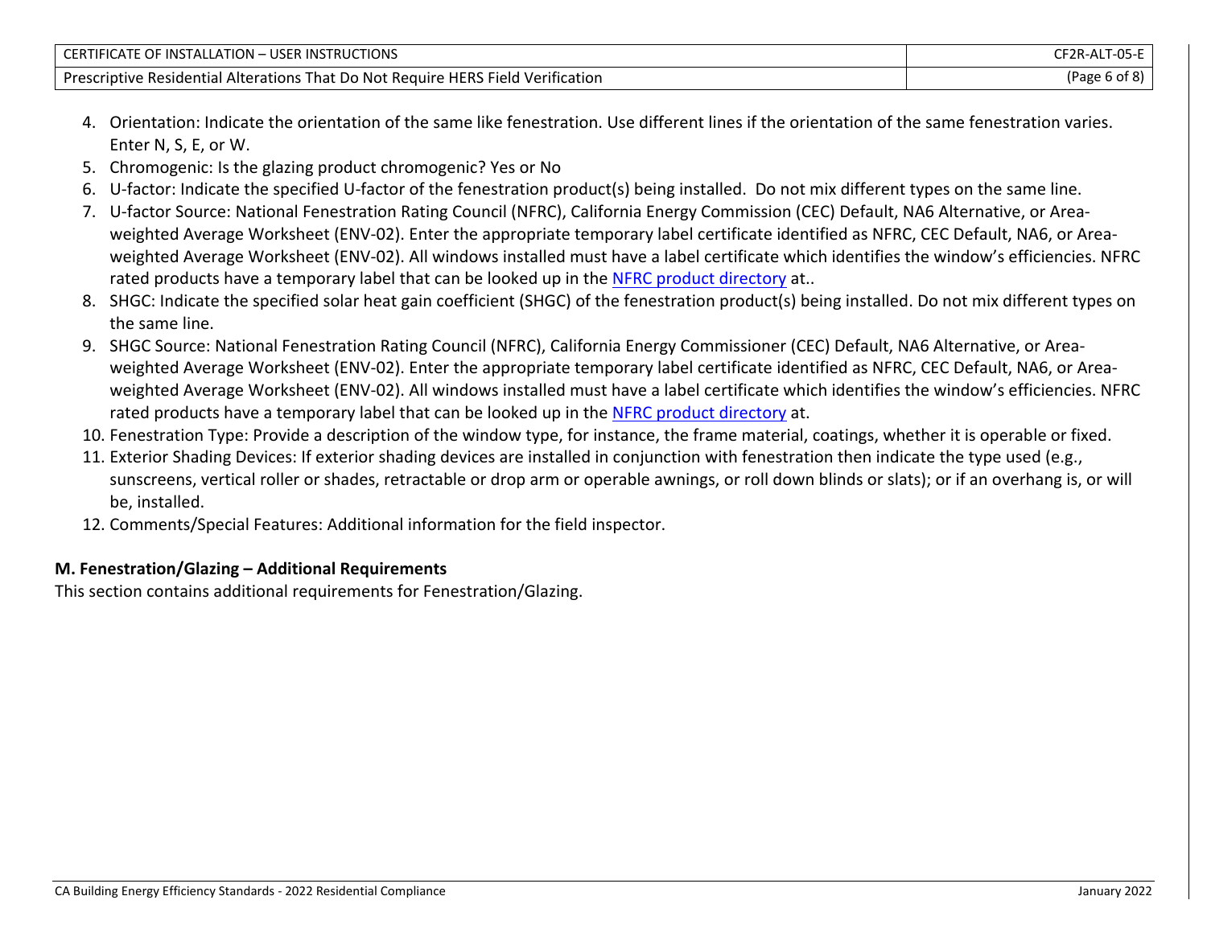4. Orientation: Indicate the orientation of the same like fenestration. Use different lines if the orientation of the same fenestration varies. Enter N, S, E, or W.
5. Chromogenic: Is the glazing product chromogenic? Yes or No
6. U-factor: Indicate the specified U-factor of the fenestration product(s) being installed. Do not mix different types on the same line.
7. U-factor Source: National Fenestration Rating Council (NFRC), California Energy Commission (CEC) Default, NA6 Alternative, or Area-weighted Average Worksheet (ENV-02). Enter the appropriate temporary label certificate identified as NFRC, CEC Default, NA6, or Area-weighted Average Worksheet (ENV-02). All windows installed must have a label certificate which identifies the window's efficiencies. NFRC rated products have a temporary label that can be looked up in the NFRC product directory at..
8. SHGC: Indicate the specified solar heat gain coefficient (SHGC) of the fenestration product(s) being installed. Do not mix different types on the same line.
9. SHGC Source: National Fenestration Rating Council (NFRC), California Energy Commissioner (CEC) Default, NA6 Alternative, or Area-weighted Average Worksheet (ENV-02). Enter the appropriate temporary label certificate identified as NFRC, CEC Default, NA6, or Area-weighted Average Worksheet (ENV-02). All windows installed must have a label certificate which identifies the window's efficiencies. NFRC rated products have a temporary label that can be looked up in the NFRC product directory at.
10. Fenestration Type: Provide a description of the window type, for instance, the frame material, coatings, whether it is operable or fixed.
11. Exterior Shading Devices: If exterior shading devices are installed in conjunction with fenestration then indicate the type used (e.g., sunscreens, vertical roller or shades, retractable or drop arm or operable awnings, or roll down blinds or slats); or if an overhang is, or will be, installed.
12. Comments/Special Features: Additional information for the field inspector.

**M. Fenestration/Glazing – Additional Requirements**

This section contains additional requirements for Fenestration/Glazing.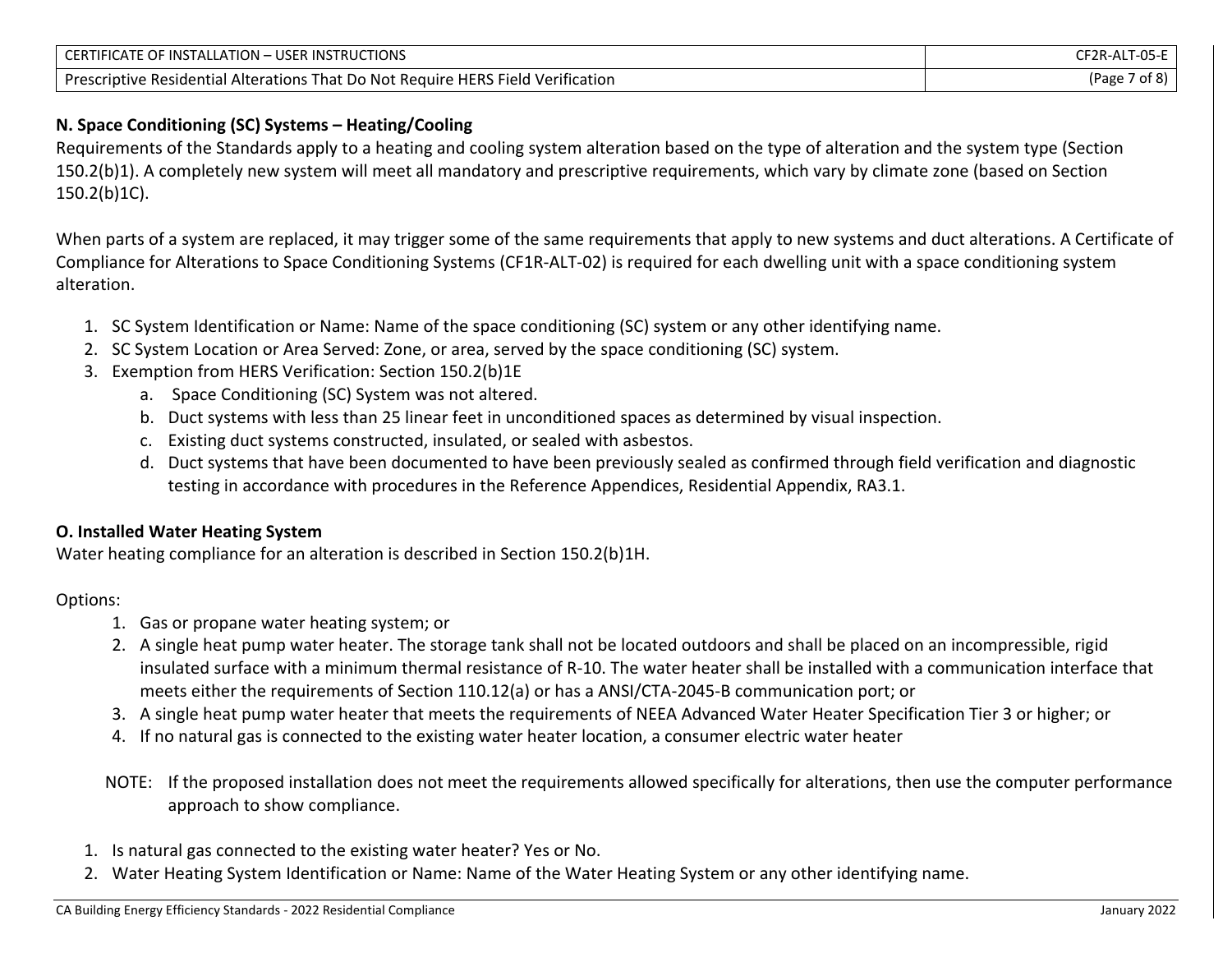### N. Space Conditioning (SC) Systems – Heating/Cooling

Requirements of the Standards apply to a heating and cooling system alteration based on the type of alteration and the system type (Section 150.2(b)1). A completely new system will meet all mandatory and prescriptive requirements, which vary by climate zone (based on Section 150.2(b)1C).

When parts of a system are replaced, it may trigger some of the same requirements that apply to new systems and duct alterations. A Certificate of Compliance for Alterations to Space Conditioning Systems (CF1R-ALT-02) is required for each dwelling unit with a space conditioning system alteration.

1. SC System Identification or Name: Name of the space conditioning (SC) system or any other identifying name.
2. SC System Location or Area Served: Zone, or area, served by the space conditioning (SC) system.
3. Exemption from HERS Verification: Section 150.2(b)1E
   a. Space Conditioning (SC) System was not altered.
   b. Duct systems with less than 25 linear feet in unconditioned spaces as determined by visual inspection.
   c. Existing duct systems constructed, insulated, or sealed with asbestos.
   d. Duct systems that have been documented to have been previously sealed as confirmed through field verification and diagnostic testing in accordance with procedures in the Reference Appendices, Residential Appendix, RA3.1.

### O. Installed Water Heating System

Water heating compliance for an alteration is described in Section 150.2(b)1H.

Options:

1. Gas or propane water heating system; or
2. A single heat pump water heater. The storage tank shall not be located outdoors and shall be placed on an incompressible, rigid insulated surface with a minimum thermal resistance of R-10. The water heater shall be installed with a communication interface that meets either the requirements of Section 110.12(a) or has a ANSI/CTA-2045-B communication port; or
3. A single heat pump water heater that meets the requirements of NEEA Advanced Water Heater Specification Tier 3 or higher; or
4. If no natural gas is connected to the existing water heater location, a consumer electric water heater

NOTE: If the proposed installation does not meet the requirements allowed specifically for alterations, then use the computer performance approach to show compliance.

1. Is natural gas connected to the existing water heater? Yes or No.
2. Water Heating System Identification or Name: Name of the Water Heating System or any other identifying name.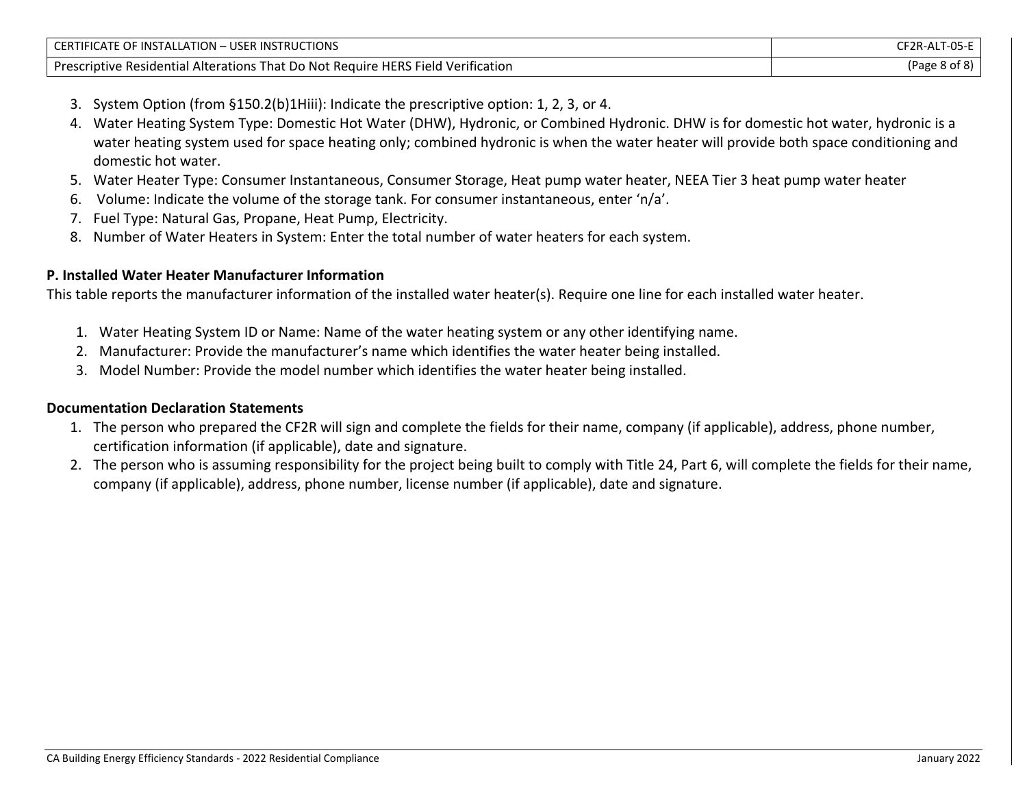3. System Option (from §150.2(b)1Hiii): Indicate the prescriptive option: 1, 2, 3, or 4.
4. Water Heating System Type: Domestic Hot Water (DHW), Hydronic, or Combined Hydronic. DHW is for domestic hot water, hydronic is a water heating system used for space heating only; combined hydronic is when the water heater will provide both space conditioning and domestic hot water.
5. Water Heater Type: Consumer Instantaneous, Consumer Storage, Heat pump water heater, NEEA Tier 3 heat pump water heater
6. Volume: Indicate the volume of the storage tank. For consumer instantaneous, enter 'n/a'.
7. Fuel Type: Natural Gas, Propane, Heat Pump, Electricity.
8. Number of Water Heaters in System: Enter the total number of water heaters for each system.

**P. Installed Water Heater Manufacturer Information**

This table reports the manufacturer information of the installed water heater(s). Require one line for each installed water heater.

1. Water Heating System ID or Name: Name of the water heating system or any other identifying name.
2. Manufacturer: Provide the manufacturer's name which identifies the water heater being installed.
3. Model Number: Provide the model number which identifies the water heater being installed.

**Documentation Declaration Statements**

1. The person who prepared the CF2R will sign and complete the fields for their name, company (if applicable), address, phone number, certification information (if applicable), date and signature.
2. The person who is assuming responsibility for the project being built to comply with Title 24, Part 6, will complete the fields for their name, company (if applicable), address, phone number, license number (if applicable), date and signature.